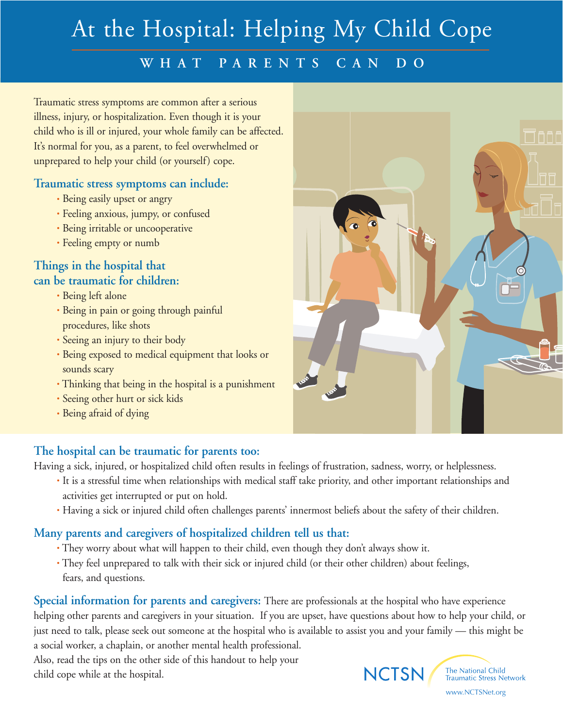# At the Hospital: Helping My Child Cope

## WHAT PARENTS CAN DO

Traumatic stress symptoms are common after a serious illness, injury, or hospitalization. Even though it is your child who is ill or injured, your whole family can be affected. It's normal for you, as a parent, to feel overwhelmed or unprepared to help your child (or yourself) cope.

### Traumatic stress symptoms can include:

- Being easily upset or angry
- Feeling anxious, jumpy, or confused
- Being irritable or uncooperative
- Feeling empty or numb

### Things in the hospital that can be traumatic for children:

- Being left alone
- Being in pain or going through painful procedures, like shots
- Seeing an injury to their body
- Being exposed to medical equipment that looks or sounds scary
- Thinking that being in the hospital is a punishment
- Seeing other hurt or sick kids
- Being afraid of dying

### The hospital can be traumatic for parents too:

Having a sick, injured, or hospitalized child often results in feelings of frustration, sadness, worry, or helplessness.

- It is a stressful time when relationships with medical staff take priority, and other important relationships and activities get interrupted or put on hold.
- Having a sick or injured child often challenges parents' innermost beliefs about the safety of their children.

### Many parents and caregivers of hospitalized children tell us that:

- They worry about what will happen to their child, even though they don't always show it.
- They feel unprepared to talk with their sick or injured child (or their other children) about feelings, fears, and questions.

**Special information for parents and caregivers:** There are professionals at the hospital who have experience helping other parents and caregivers in your situation. If you are upset, have questions about how to help your child, or just need to talk, please seek out someone at the hospital who is available to assist you and your family — this might be a social worker, a chaplain, or another mental health professional.

Also, read the tips on the other side of this handout to help your child cope while at the hospital.

NCTSN The National Child Traumatic Stress Network

www.NCTSNet.org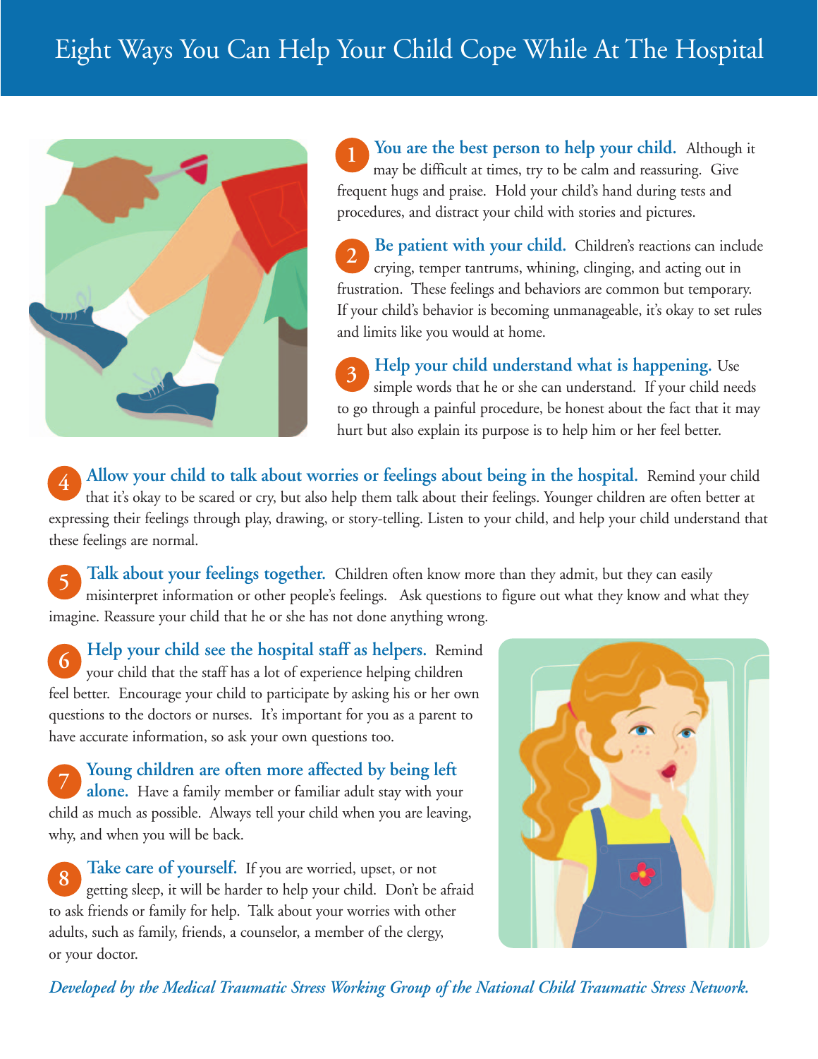# Eight Ways You Can Help Your Child Cope While At The Hospital

1. **You are the best person to help your child.** Although it may be difficult at times, try to be calm and reassuring. Give frequent hugs and praise. Hold your child's hand during tests and procedures, and distract your child with stories and pictures.

2. **Be patient with your child.** Children's reactions can include crying, temper tantrums, whining, clinging, and acting out in frustration. These feelings and behaviors are common but temporary. If your child's behavior is becoming unmanageable, it's okay to set rules and limits like you would at home.

3. **Help your child understand what is happening.** Use simple words that he or she can understand. If your child needs to go through a painful procedure, be honest about the fact that it may hurt but also explain its purpose is to help him or her feel better.

4. **Allow your child to talk about worries or feelings about being in the hospital.** Remind your child that it's okay to be scared or cry, but also help them talk about their feelings. Younger children are often better at expressing their feelings through play, drawing, or story-telling. Listen to your child, and help your child understand that these feelings are normal.

5. **Talk about your feelings together.** Children often know more than they admit, but they can easily misinterpret information or other people's feelings. Ask questions to figure out what they know and what they imagine. Reassure your child that he or she has not done anything wrong.

6. **Help your child see the hospital staff as helpers.** Remind your child that the staff has a lot of experience helping children feel better. Encourage your child to participate by asking his or her own questions to the doctors or nurses. It's important for you as a parent to have accurate information, so ask your own questions too.

7. **Young children are often more affected by being left alone.** Have a family member or familiar adult stay with your child as much as possible. Always tell your child when you are leaving, why, and when you will be back.

8. **Take care of yourself.** If you are worried, upset, or not getting sleep, it will be harder to help your child. Don't be afraid to ask friends or family for help. Talk about your worries with other adults, such as family, friends, a counselor, a member of the clergy, or your doctor.

*Developed by the Medical Traumatic Stress Working Group of the National Child Traumatic Stress Network.*